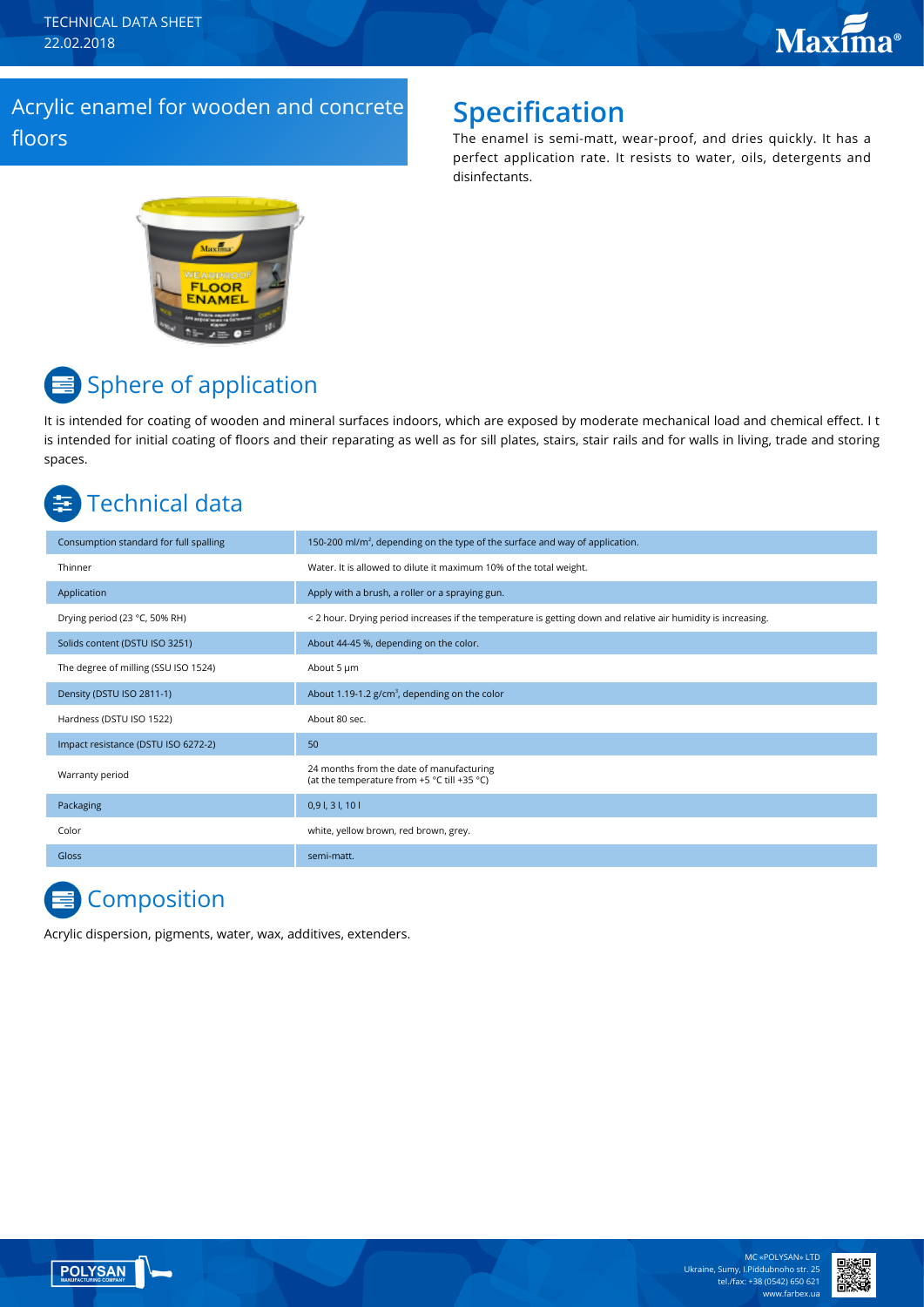TECHNICAL DATA SHEET
22.02.2018

# Acrylic enamel for wooden and concrete floors

## Specification

The enamel is semi-matt, wear-proof, and dries quickly. It has a perfect application rate. It resists to water, oils, detergents and disinfectants.

## Sphere of application

It is intended for coating of wooden and mineral surfaces indoors, which are exposed by moderate mechanical load and chemical effect. I t is intended for initial coating of floors and their reparating as well as for sill plates, stairs, stair rails and for walls in living, trade and storing spaces.

## Technical data

| | |
|---|---|
| Consumption standard for full spalling | 150-200 ml/m², depending on the type of the surface and way of application. |
| Thinner | Water. It is allowed to dilute it maximum 10% of the total weight. |
| Application | Apply with a brush, a roller or a spraying gun. |
| Drying period (23 °C, 50% RH) | < 2 hour. Drying period increases if the temperature is getting down and relative air humidity is increasing. |
| Solids content (DSTU ISO 3251) | About 44-45 %, depending on the color. |
| The degree of milling (SSU ISO 1524) | About 5 μm |
| Density (DSTU ISO 2811-1) | About 1.19-1.2 g/cm³, depending on the color |
| Hardness (DSTU ISO 1522) | About 80 sec. |
| Impact resistance (DSTU ISO 6272-2) | 50 |
| Warranty period | 24 months from the date of manufacturing (at the temperature from +5 °C till +35 °C) |
| Packaging | 0,9 l, 3 l, 10 l |
| Color | white, yellow brown, red brown, grey. |
| Gloss | semi-matt. |

## Composition

Acrylic dispersion, pigments, water, wax, additives, extenders.

MC «POLYSAN» LTD
Ukraine, Sumy, I.Piddubnoho str. 25
tel./fax: +38 (0542) 650 621
www.farbex.ua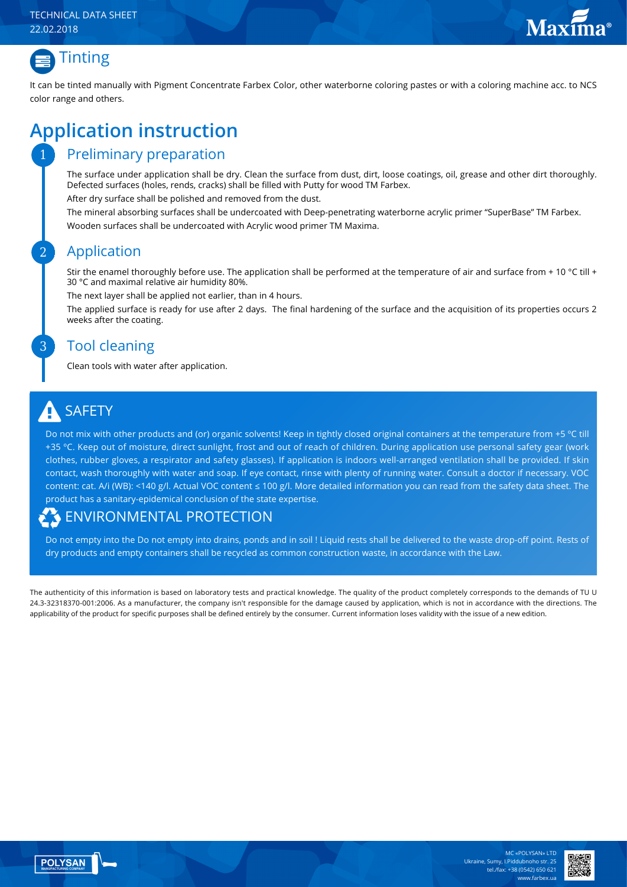## Tinting

It can be tinted manually with Pigment Concentrate Farbex Color, other waterborne coloring pastes or with a coloring machine acc. to NCS color range and others.

# Application instruction

### 1 Preliminary preparation

The surface under application shall be dry. Clean the surface from dust, dirt, loose coatings, oil, grease and other dirt thoroughly. Defected surfaces (holes, rends, cracks) shall be filled with Putty for wood TM Farbex.

After dry surface shall be polished and removed from the dust.

The mineral absorbing surfaces shall be undercoated with Deep-penetrating waterborne acrylic primer "SuperBase" TM Farbex.

Wooden surfaces shall be undercoated with Acrylic wood primer TM Maxima.

### 2 Application

Stir the enamel thoroughly before use. The application shall be performed at the temperature of air and surface from + 10 °C till + 30 °C and maximal relative air humidity 80%.

The next layer shall be applied not earlier, than in 4 hours.

The applied surface is ready for use after 2 days. The final hardening of the surface and the acquisition of its properties occurs 2 weeks after the coating.

### 3 Tool cleaning

Clean tools with water after application.

## SAFETY

Do not mix with other products and (or) organic solvents! Keep in tightly closed original containers at the temperature from +5 °C till +35 °C. Keep out of moisture, direct sunlight, frost and out of reach of children. During application use personal safety gear (work clothes, rubber gloves, a respirator and safety glasses). If application is indoors well-arranged ventilation shall be provided. If skin contact, wash thoroughly with water and soap. If eye contact, rinse with plenty of running water. Consult a doctor if necessary. VOC content: cat. A/i (WB): <140 g/l. Actual VOC content ≤ 100 g/l. More detailed information you can read from the safety data sheet. The product has a sanitary-epidemical conclusion of the state expertise.

## ENVIRONMENTAL PROTECTION

Do not empty into the Do not empty into drains, ponds and in soil ! Liquid rests shall be delivered to the waste drop-off point. Rests of dry products and empty containers shall be recycled as common construction waste, in accordance with the Law.

The authenticity of this information is based on laboratory tests and practical knowledge. The quality of the product completely corresponds to the demands of TU U 24.3-32318370-001:2006. As a manufacturer, the company isn't responsible for the damage caused by application, which is not in accordance with the directions. The applicability of the product for specific purposes shall be defined entirely by the consumer. Current information loses validity with the issue of a new edition.

MC «POLYSAN» LTD
Ukraine, Sumy, I.Piddubnoho str. 25
tel./fax: +38 (0542) 650 621
www.farbex.ua